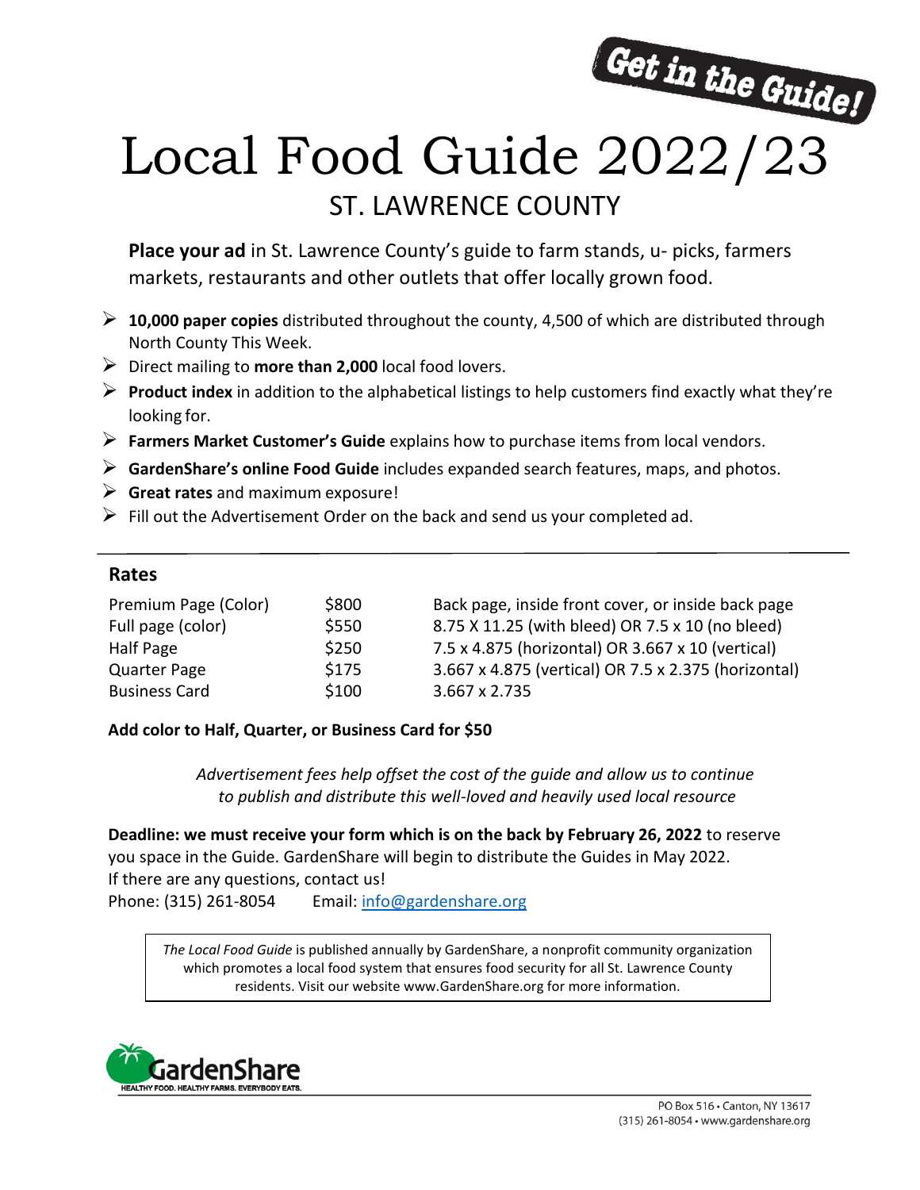Get in the Guide!

# Local Food Guide 2022/23

## ST. LAWRENCE COUNTY

**Place your ad** in St. Lawrence County's guide to farm stands, u- picks, farmers markets, restaurants and other outlets that offer locally grown food.

- **10,000 paper copies** distributed throughout the county, 4,500 of which are distributed through North County This Week.
- Direct mailing to **more than 2,000** local food lovers.
- **Product index** in addition to the alphabetical listings to help customers find exactly what they're looking for.
- **Farmers Market Customer's Guide** explains how to purchase items from local vendors.
- **GardenShare's online Food Guide** includes expanded search features, maps, and photos.
- **Great rates** and maximum exposure!
- Fill out the Advertisement Order on the back and send us your completed ad.

---

### Rates

| | | |
|---|---|---|
| Premium Page (Color) | $800 | Back page, inside front cover, or inside back page |
| Full page (color) | $550 | 8.75 X 11.25 (with bleed) OR 7.5 x 10 (no bleed) |
| Half Page | $250 | 7.5 x 4.875 (horizontal) OR 3.667 x 10 (vertical) |
| Quarter Page | $175 | 3.667 x 4.875 (vertical) OR 7.5 x 2.375 (horizontal) |
| Business Card | $100 | 3.667 x 2.735 |

**Add color to Half, Quarter, or Business Card for $50**

*Advertisement fees help offset the cost of the guide and allow us to continue to publish and distribute this well-loved and heavily used local resource*

**Deadline: we must receive your form which is on the back by February 26, 2022** to reserve you space in the Guide. GardenShare will begin to distribute the Guides in May 2022.
If there are any questions, contact us!
Phone: (315) 261-8054   Email: info@gardenshare.org

*The Local Food Guide* is published annually by GardenShare, a nonprofit community organization which promotes a local food system that ensures food security for all St. Lawrence County residents. Visit our website www.GardenShare.org for more information.

GardenShare
HEALTHY FOOD. HEALTHY FARMS. EVERYBODY EATS.

PO Box 516 • Canton, NY 13617
(315) 261-8054 • www.gardenshare.org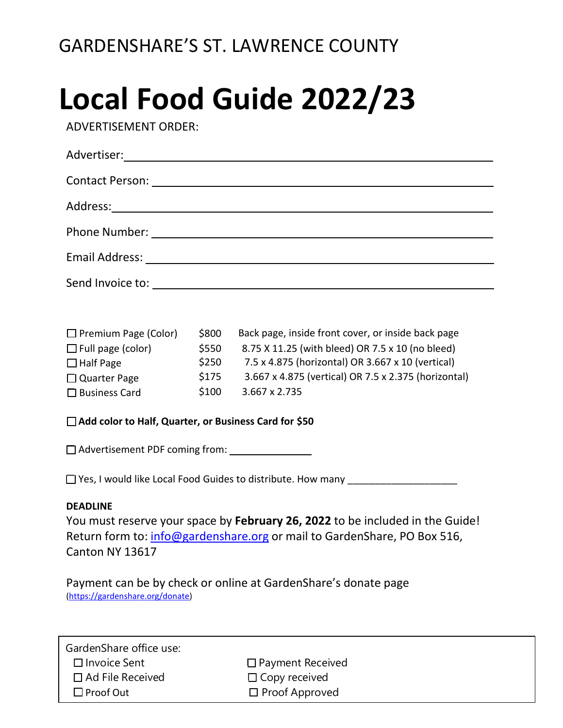GARDENSHARE'S ST. LAWRENCE COUNTY

# Local Food Guide 2022/23

ADVERTISEMENT ORDER:

Advertiser: ______________________________

Contact Person: ______________________________

Address: ______________________________

Phone Number: ______________________________

Email Address: ______________________________

Send Invoice to: ______________________________

| | | |
|---|---|---|
| ☐ Premium Page (Color) | $800 | Back page, inside front cover, or inside back page |
| ☐ Full page (color) | $550 | 8.75 X 11.25 (with bleed) OR 7.5 x 10 (no bleed) |
| ☐ Half Page | $250 | 7.5 x 4.875 (horizontal) OR 3.667 x 10 (vertical) |
| ☐ Quarter Page | $175 | 3.667 x 4.875 (vertical) OR 7.5 x 2.375 (horizontal) |
| ☐ Business Card | $100 | 3.667 x 2.735 |

☐ **Add color to Half, Quarter, or Business Card for $50**

☐ Advertisement PDF coming from: ______________

☐ Yes, I would like Local Food Guides to distribute. How many ____________________

**DEADLINE**

You must reserve your space by **February 26, 2022** to be included in the Guide! Return form to: info@gardenshare.org or mail to GardenShare, PO Box 516, Canton NY 13617

Payment can be by check or online at GardenShare's donate page (https://gardenshare.org/donate)

GardenShare office use:

| | |
|---|---|
| ☐ Invoice Sent | ☐ Payment Received |
| ☐ Ad File Received | ☐ Copy received |
| ☐ Proof Out | ☐ Proof Approved |